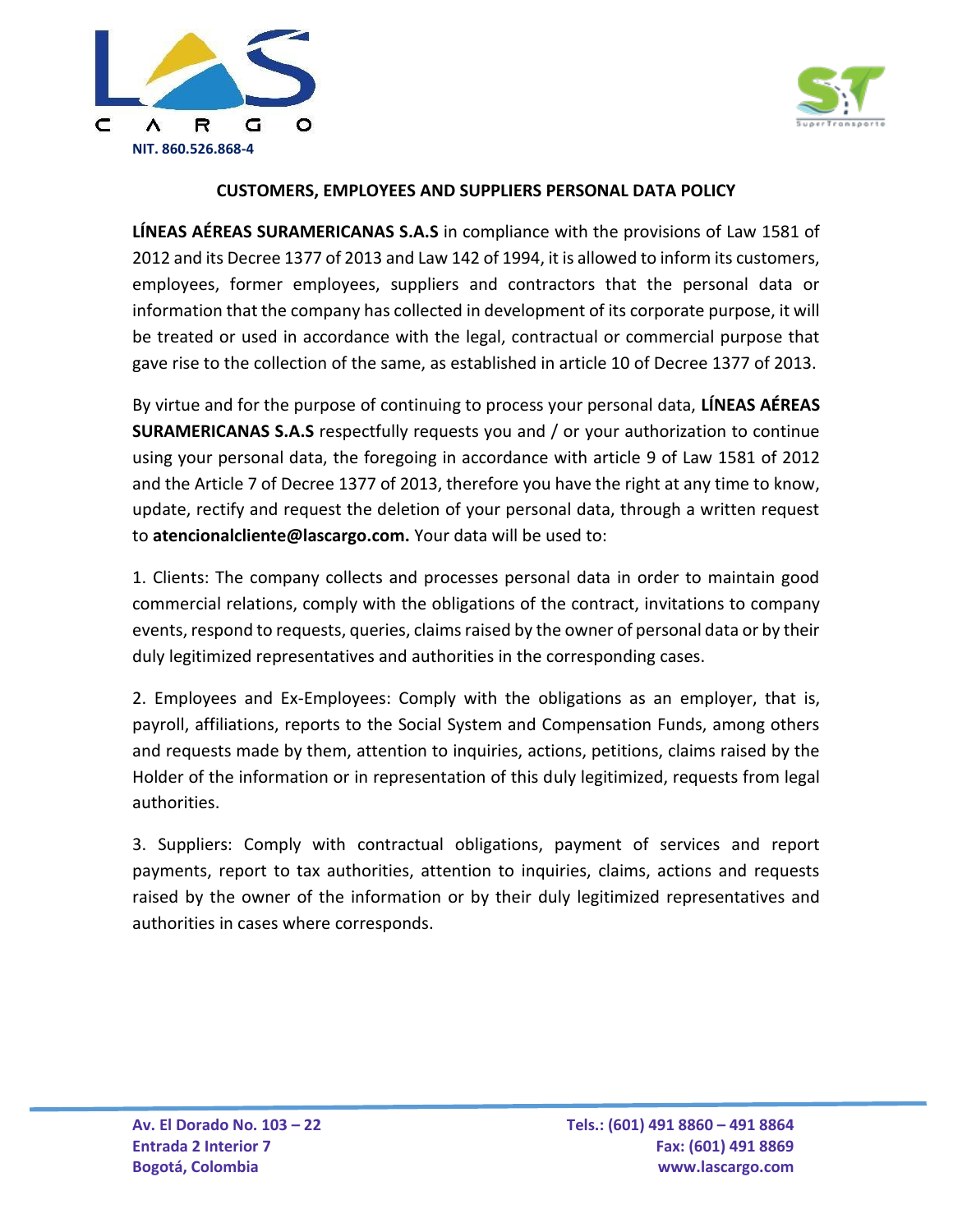LAS CARGO

NIT. 860.526.868-4

## CUSTOMERS, EMPLOYEES AND SUPPLIERS PERSONAL DATA POLICY

**LÍNEAS AÉREAS SURAMERICANAS S.A.S** in compliance with the provisions of Law 1581 of 2012 and its Decree 1377 of 2013 and Law 142 of 1994, it is allowed to inform its customers, employees, former employees, suppliers and contractors that the personal data or information that the company has collected in development of its corporate purpose, it will be treated or used in accordance with the legal, contractual or commercial purpose that gave rise to the collection of the same, as established in article 10 of Decree 1377 of 2013.

By virtue and for the purpose of continuing to process your personal data, **LÍNEAS AÉREAS SURAMERICANAS S.A.S** respectfully requests you and / or your authorization to continue using your personal data, the foregoing in accordance with article 9 of Law 1581 of 2012 and the Article 7 of Decree 1377 of 2013, therefore you have the right at any time to know, update, rectify and request the deletion of your personal data, through a written request to **atencionalcliente@lascargo.com.** Your data will be used to:

1. Clients: The company collects and processes personal data in order to maintain good commercial relations, comply with the obligations of the contract, invitations to company events, respond to requests, queries, claims raised by the owner of personal data or by their duly legitimized representatives and authorities in the corresponding cases.

2. Employees and Ex-Employees: Comply with the obligations as an employer, that is, payroll, affiliations, reports to the Social System and Compensation Funds, among others and requests made by them, attention to inquiries, actions, petitions, claims raised by the Holder of the information or in representation of this duly legitimized, requests from legal authorities.

3. Suppliers: Comply with contractual obligations, payment of services and report payments, report to tax authorities, attention to inquiries, claims, actions and requests raised by the owner of the information or by their duly legitimized representatives and authorities in cases where corresponds.

**Av. El Dorado No. 103 – 22**
**Entrada 2 Interior 7**
**Bogotá, Colombia**

**Tels.: (601) 491 8860 – 491 8864**
**Fax: (601) 491 8869**
**www.lascargo.com**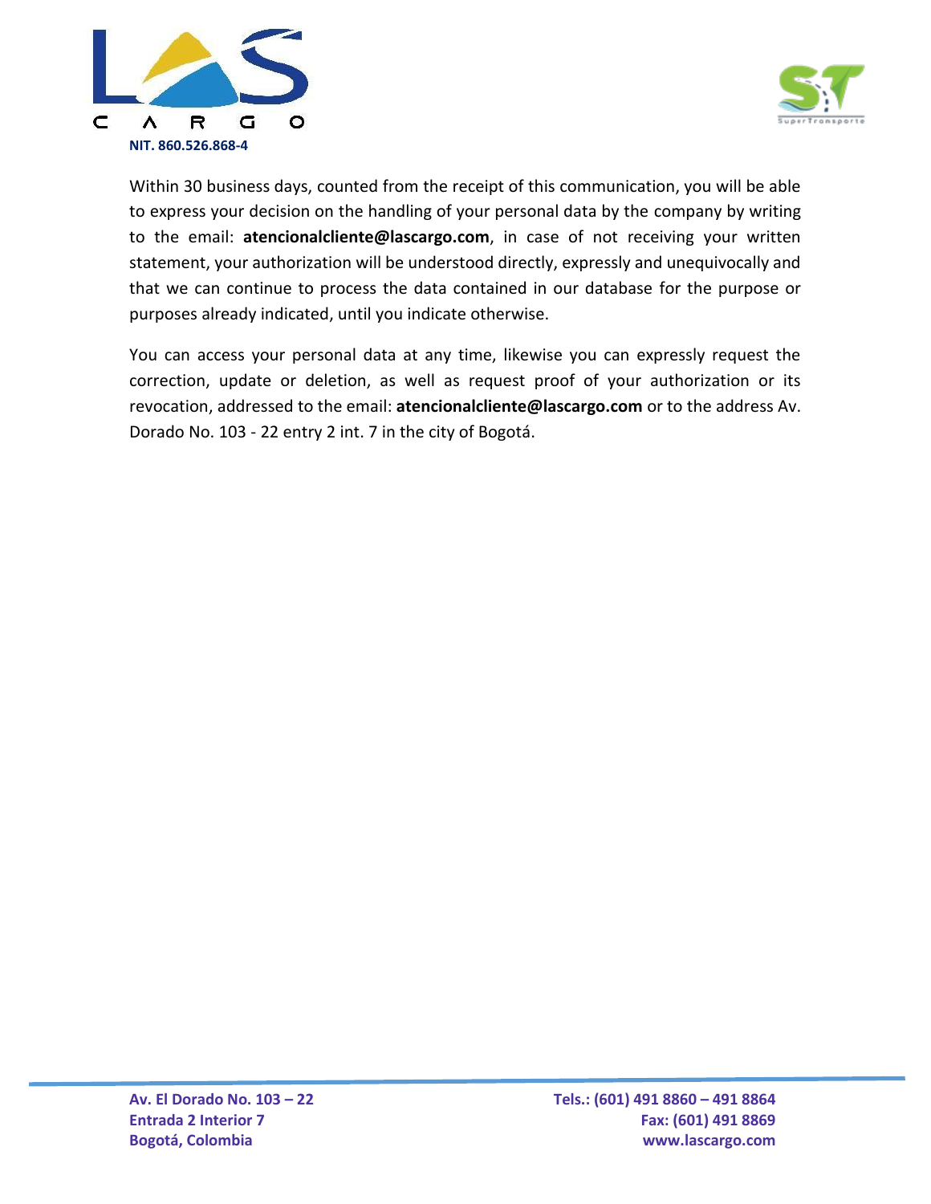Within 30 business days, counted from the receipt of this communication, you will be able to express your decision on the handling of your personal data by the company by writing to the email: **atencionalcliente@lascargo.com**, in case of not receiving your written statement, your authorization will be understood directly, expressly and unequivocally and that we can continue to process the data contained in our database for the purpose or purposes already indicated, until you indicate otherwise.

You can access your personal data at any time, likewise you can expressly request the correction, update or deletion, as well as request proof of your authorization or its revocation, addressed to the email: **atencionalcliente@lascargo.com** or to the address Av. Dorado No. 103 - 22 entry 2 int. 7 in the city of Bogotá.